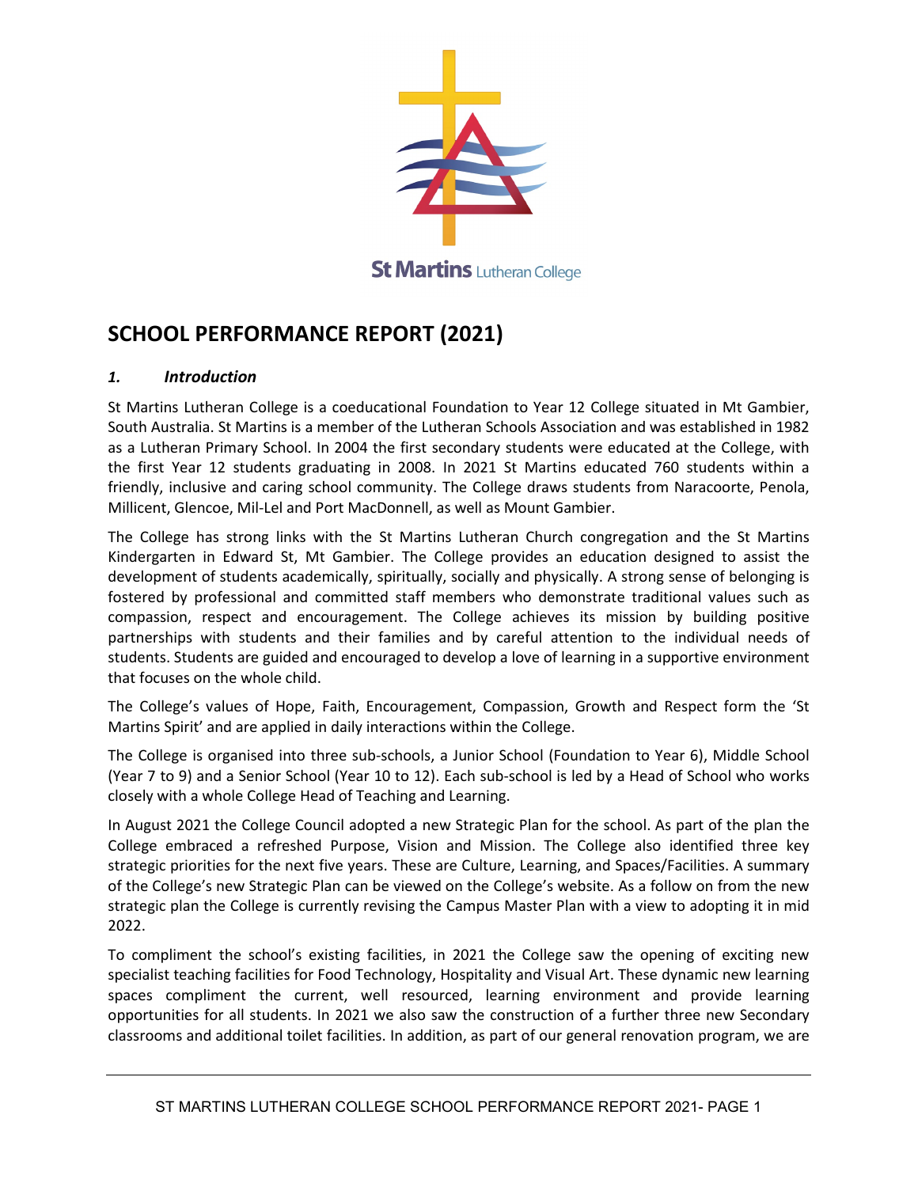St Martins Lutheran College

# SCHOOL PERFORMANCE REPORT (2021)

## *1. Introduction*

St Martins Lutheran College is a coeducational Foundation to Year 12 College situated in Mt Gambier, South Australia. St Martins is a member of the Lutheran Schools Association and was established in 1982 as a Lutheran Primary School. In 2004 the first secondary students were educated at the College, with the first Year 12 students graduating in 2008. In 2021 St Martins educated 760 students within a friendly, inclusive and caring school community. The College draws students from Naracoorte, Penola, Millicent, Glencoe, Mil-Lel and Port MacDonnell, as well as Mount Gambier.

The College has strong links with the St Martins Lutheran Church congregation and the St Martins Kindergarten in Edward St, Mt Gambier. The College provides an education designed to assist the development of students academically, spiritually, socially and physically. A strong sense of belonging is fostered by professional and committed staff members who demonstrate traditional values such as compassion, respect and encouragement. The College achieves its mission by building positive partnerships with students and their families and by careful attention to the individual needs of students. Students are guided and encouraged to develop a love of learning in a supportive environment that focuses on the whole child.

The College's values of Hope, Faith, Encouragement, Compassion, Growth and Respect form the 'St Martins Spirit' and are applied in daily interactions within the College.

The College is organised into three sub-schools, a Junior School (Foundation to Year 6), Middle School (Year 7 to 9) and a Senior School (Year 10 to 12). Each sub-school is led by a Head of School who works closely with a whole College Head of Teaching and Learning.

In August 2021 the College Council adopted a new Strategic Plan for the school. As part of the plan the College embraced a refreshed Purpose, Vision and Mission. The College also identified three key strategic priorities for the next five years. These are Culture, Learning, and Spaces/Facilities. A summary of the College's new Strategic Plan can be viewed on the College's website. As a follow on from the new strategic plan the College is currently revising the Campus Master Plan with a view to adopting it in mid 2022.

To compliment the school's existing facilities, in 2021 the College saw the opening of exciting new specialist teaching facilities for Food Technology, Hospitality and Visual Art. These dynamic new learning spaces compliment the current, well resourced, learning environment and provide learning opportunities for all students. In 2021 we also saw the construction of a further three new Secondary classrooms and additional toilet facilities. In addition, as part of our general renovation program, we are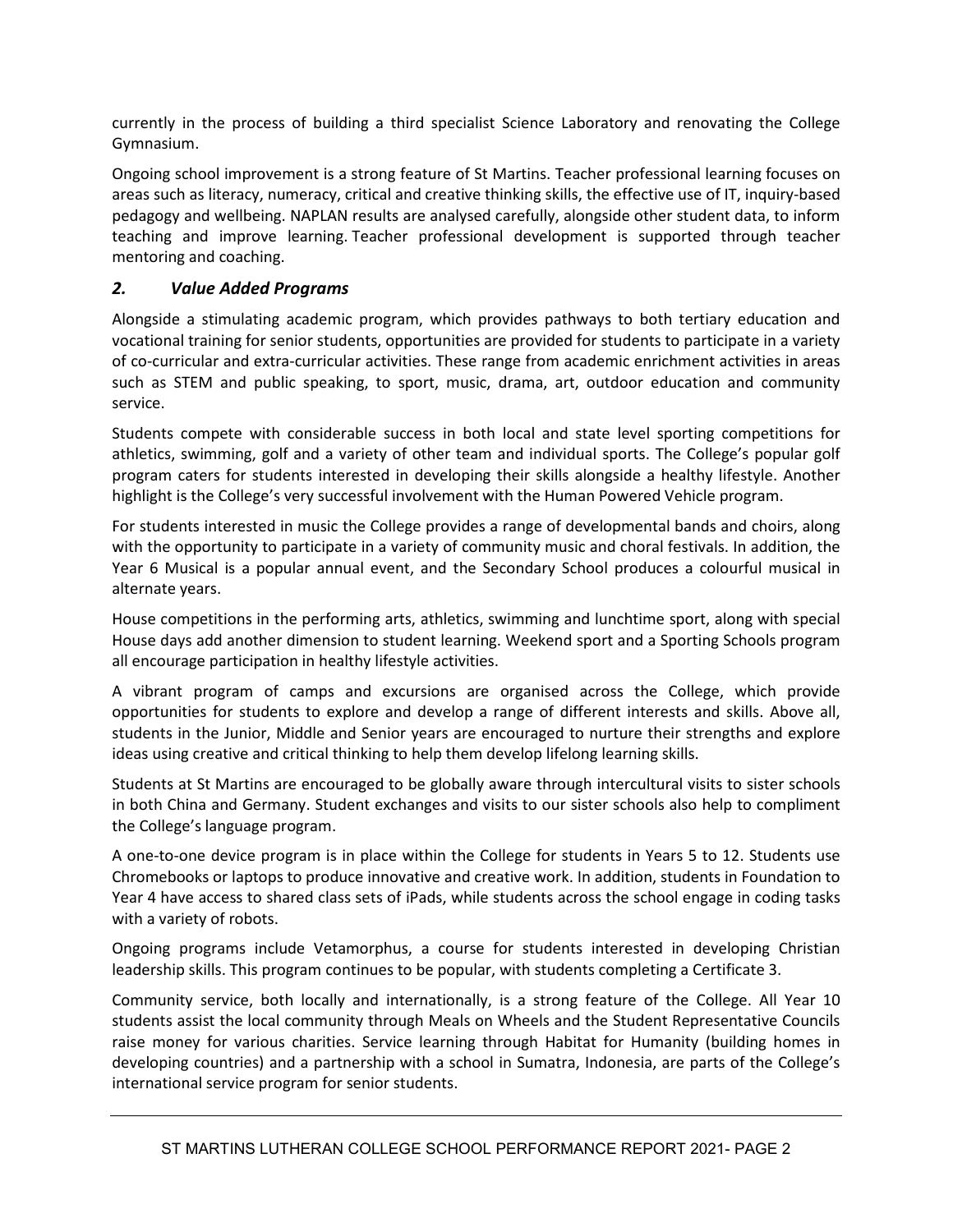currently in the process of building a third specialist Science Laboratory and renovating the College Gymnasium.

Ongoing school improvement is a strong feature of St Martins. Teacher professional learning focuses on areas such as literacy, numeracy, critical and creative thinking skills, the effective use of IT, inquiry-based pedagogy and wellbeing. NAPLAN results are analysed carefully, alongside other student data, to inform teaching and improve learning. Teacher professional development is supported through teacher mentoring and coaching.

## *2. Value Added Programs*

Alongside a stimulating academic program, which provides pathways to both tertiary education and vocational training for senior students, opportunities are provided for students to participate in a variety of co-curricular and extra-curricular activities. These range from academic enrichment activities in areas such as STEM and public speaking, to sport, music, drama, art, outdoor education and community service.

Students compete with considerable success in both local and state level sporting competitions for athletics, swimming, golf and a variety of other team and individual sports. The College's popular golf program caters for students interested in developing their skills alongside a healthy lifestyle. Another highlight is the College's very successful involvement with the Human Powered Vehicle program.

For students interested in music the College provides a range of developmental bands and choirs, along with the opportunity to participate in a variety of community music and choral festivals. In addition, the Year 6 Musical is a popular annual event, and the Secondary School produces a colourful musical in alternate years.

House competitions in the performing arts, athletics, swimming and lunchtime sport, along with special House days add another dimension to student learning. Weekend sport and a Sporting Schools program all encourage participation in healthy lifestyle activities.

A vibrant program of camps and excursions are organised across the College, which provide opportunities for students to explore and develop a range of different interests and skills. Above all, students in the Junior, Middle and Senior years are encouraged to nurture their strengths and explore ideas using creative and critical thinking to help them develop lifelong learning skills.

Students at St Martins are encouraged to be globally aware through intercultural visits to sister schools in both China and Germany. Student exchanges and visits to our sister schools also help to compliment the College's language program.

A one-to-one device program is in place within the College for students in Years 5 to 12. Students use Chromebooks or laptops to produce innovative and creative work. In addition, students in Foundation to Year 4 have access to shared class sets of iPads, while students across the school engage in coding tasks with a variety of robots.

Ongoing programs include Vetamorphus, a course for students interested in developing Christian leadership skills. This program continues to be popular, with students completing a Certificate 3.

Community service, both locally and internationally, is a strong feature of the College. All Year 10 students assist the local community through Meals on Wheels and the Student Representative Councils raise money for various charities. Service learning through Habitat for Humanity (building homes in developing countries) and a partnership with a school in Sumatra, Indonesia, are parts of the College's international service program for senior students.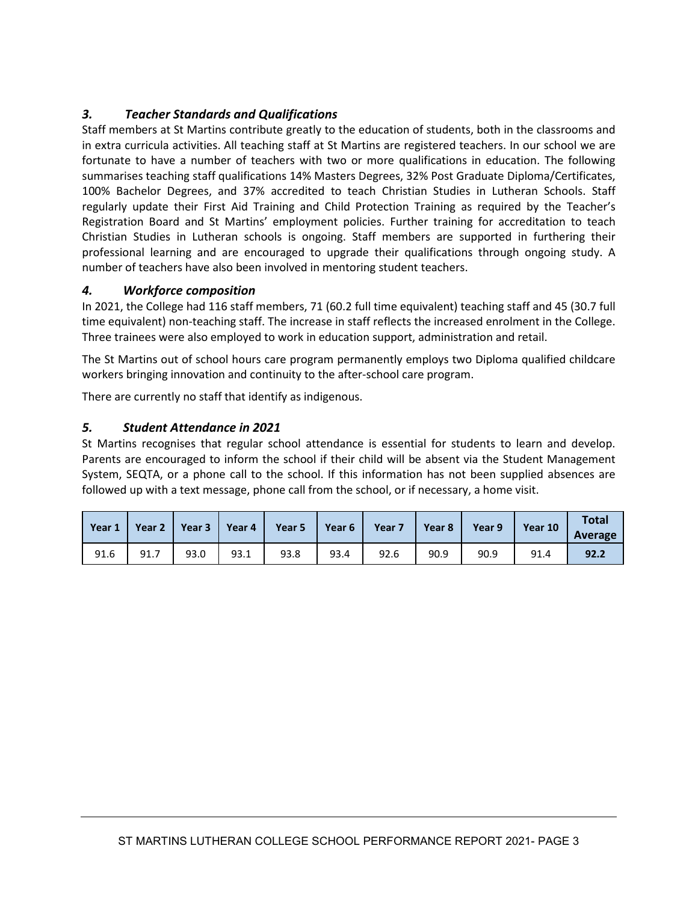### *3. Teacher Standards and Qualifications*

Staff members at St Martins contribute greatly to the education of students, both in the classrooms and in extra curricula activities. All teaching staff at St Martins are registered teachers. In our school we are fortunate to have a number of teachers with two or more qualifications in education. The following summarises teaching staff qualifications 14% Masters Degrees, 32% Post Graduate Diploma/Certificates, 100% Bachelor Degrees, and 37% accredited to teach Christian Studies in Lutheran Schools. Staff regularly update their First Aid Training and Child Protection Training as required by the Teacher's Registration Board and St Martins' employment policies. Further training for accreditation to teach Christian Studies in Lutheran schools is ongoing. Staff members are supported in furthering their professional learning and are encouraged to upgrade their qualifications through ongoing study. A number of teachers have also been involved in mentoring student teachers.

### *4. Workforce composition*

In 2021, the College had 116 staff members, 71 (60.2 full time equivalent) teaching staff and 45 (30.7 full time equivalent) non-teaching staff. The increase in staff reflects the increased enrolment in the College. Three trainees were also employed to work in education support, administration and retail.

The St Martins out of school hours care program permanently employs two Diploma qualified childcare workers bringing innovation and continuity to the after-school care program.

There are currently no staff that identify as indigenous.

### *5. Student Attendance in 2021*

St Martins recognises that regular school attendance is essential for students to learn and develop. Parents are encouraged to inform the school if their child will be absent via the Student Management System, SEQTA, or a phone call to the school. If this information has not been supplied absences are followed up with a text message, phone call from the school, or if necessary, a home visit.

| Year 1 | Year 2 | Year 3 | Year 4 | Year 5 | Year 6 | Year 7 | Year 8 | Year 9 | Year 10 | **Total Average** |
|---|---|---|---|---|---|---|---|---|---|---|
| 91.6 | 91.7 | 93.0 | 93.1 | 93.8 | 93.4 | 92.6 | 90.9 | 90.9 | 91.4 | **92.2** |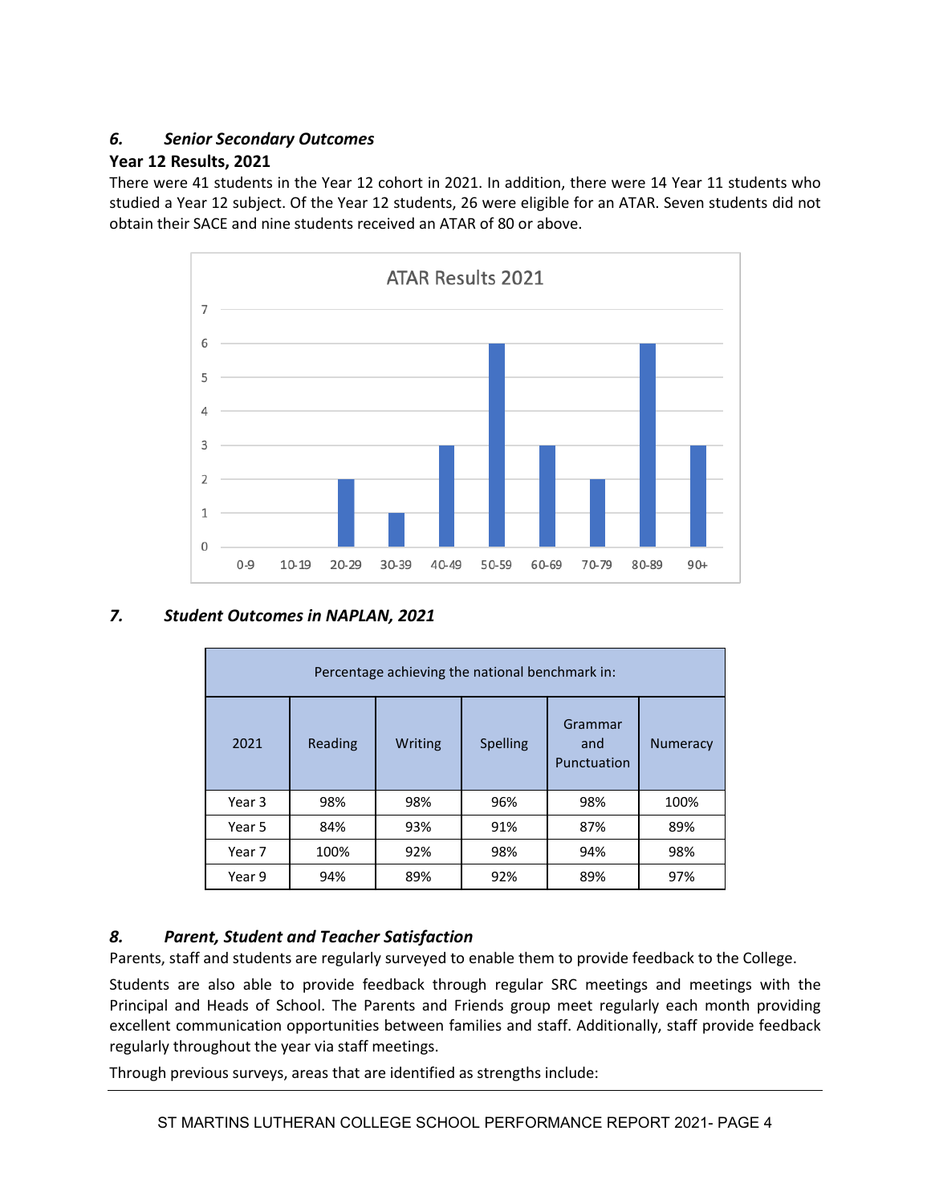### *6. Senior Secondary Outcomes*

**Year 12 Results, 2021**

There were 41 students in the Year 12 cohort in 2021. In addition, there were 14 Year 11 students who studied a Year 12 subject. Of the Year 12 students, 26 were eligible for an ATAR. Seven students did not obtain their SACE and nine students received an ATAR of 80 or above.

**ATAR Results 2021**

| ATAR | 0-9 | 10-19 | 20-29 | 30-39 | 40-49 | 50-59 | 60-69 | 70-79 | 80-89 | 90+ |
|---|---|---|---|---|---|---|---|---|---|---|
| Students | 0 | 0 | 2 | 1 | 3 | 6 | 3 | 2 | 6 | 3 |

### *7. Student Outcomes in NAPLAN, 2021*

| Percentage achieving the national benchmark in: | | | | | |
|---|---|---|---|---|---|
| 2021 | Reading | Writing | Spelling | Grammar and Punctuation | Numeracy |
| Year 3 | 98% | 98% | 96% | 98% | 100% |
| Year 5 | 84% | 93% | 91% | 87% | 89% |
| Year 7 | 100% | 92% | 98% | 94% | 98% |
| Year 9 | 94% | 89% | 92% | 89% | 97% |

### *8. Parent, Student and Teacher Satisfaction*

Parents, staff and students are regularly surveyed to enable them to provide feedback to the College.

Students are also able to provide feedback through regular SRC meetings and meetings with the Principal and Heads of School. The Parents and Friends group meet regularly each month providing excellent communication opportunities between families and staff. Additionally, staff provide feedback regularly throughout the year via staff meetings.

Through previous surveys, areas that are identified as strengths include: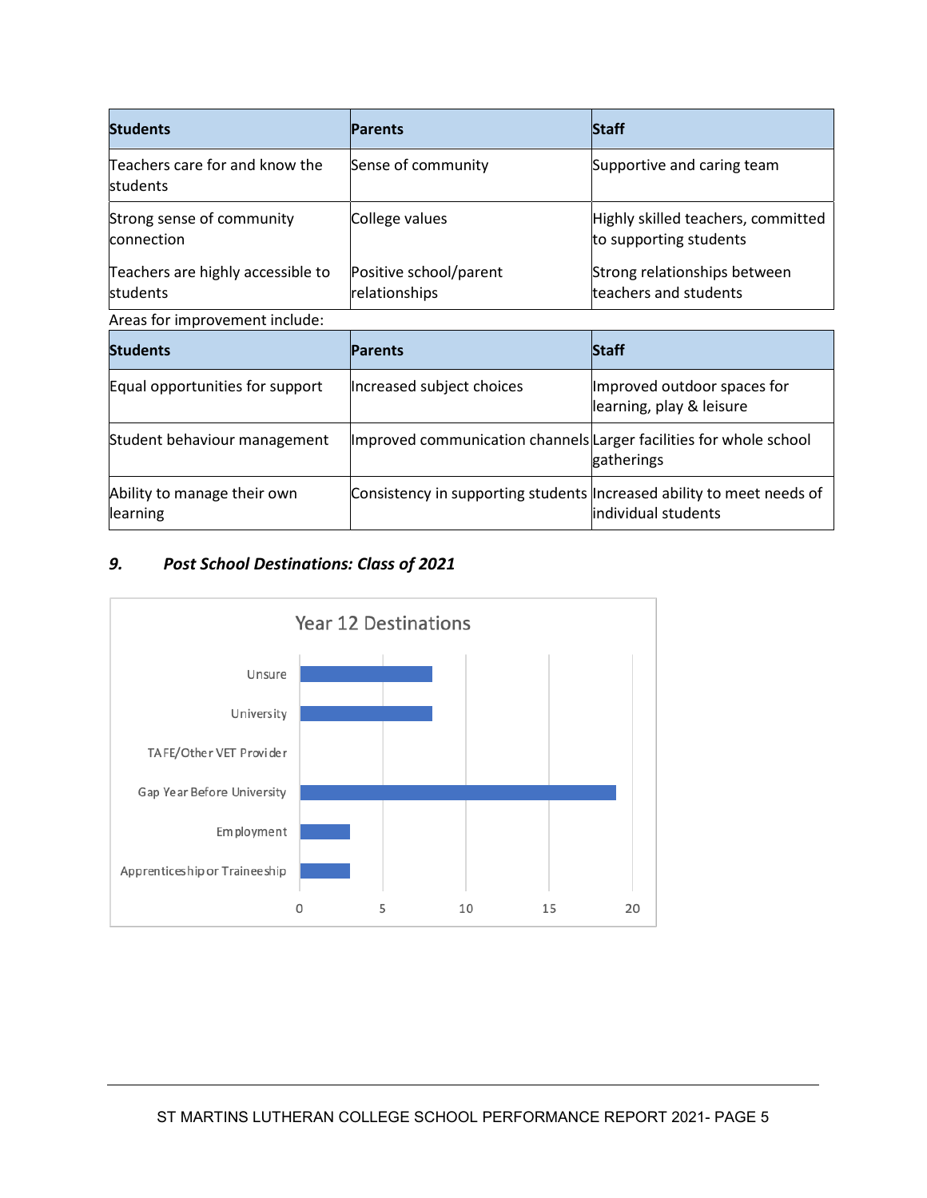| Students | Parents | Staff |
| --- | --- | --- |
| Teachers care for and know the students | Sense of community | Supportive and caring team |
| Strong sense of community connection | College values | Highly skilled teachers, committed to supporting students |
| Teachers are highly accessible to students | Positive school/parent relationships | Strong relationships between teachers and students |

Areas for improvement include:

| Students | Parents | Staff |
| --- | --- | --- |
| Equal opportunities for support | Increased subject choices | Improved outdoor spaces for learning, play & leisure |
| Student behaviour management | Improved communication channels | Larger facilities for whole school gatherings |
| Ability to manage their own learning | Consistency in supporting students | Increased ability to meet needs of individual students |

## *9. Post School Destinations: Class of 2021*

**Year 12 Destinations**

| Destination | Number of students (approximate, read from chart) |
| --- | --- |
| Unsure | 8 |
| University | 8 |
| TAFE/Other VET Provider | 0 |
| Gap Year Before University | 19 |
| Employment | 3 |
| Apprenticeship or Traineeship | 3 |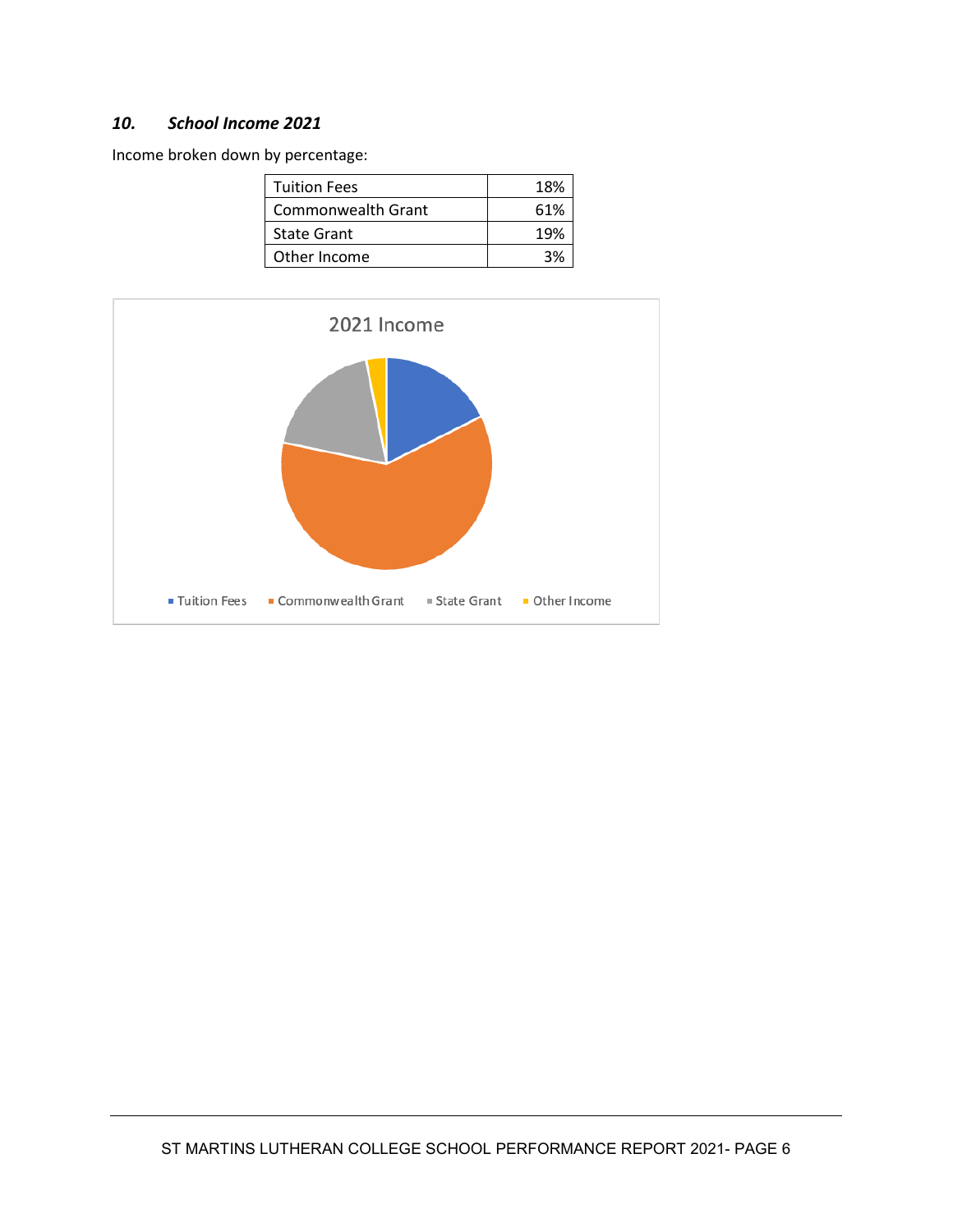### *10. School Income 2021*

Income broken down by percentage:

| | |
|---|---|
| Tuition Fees | 18% |
| Commonwealth Grant | 61% |
| State Grant | 19% |
| Other Income | 3% |

2021 Income

Tuition Fees
Commonwealth Grant
State Grant
Other Income